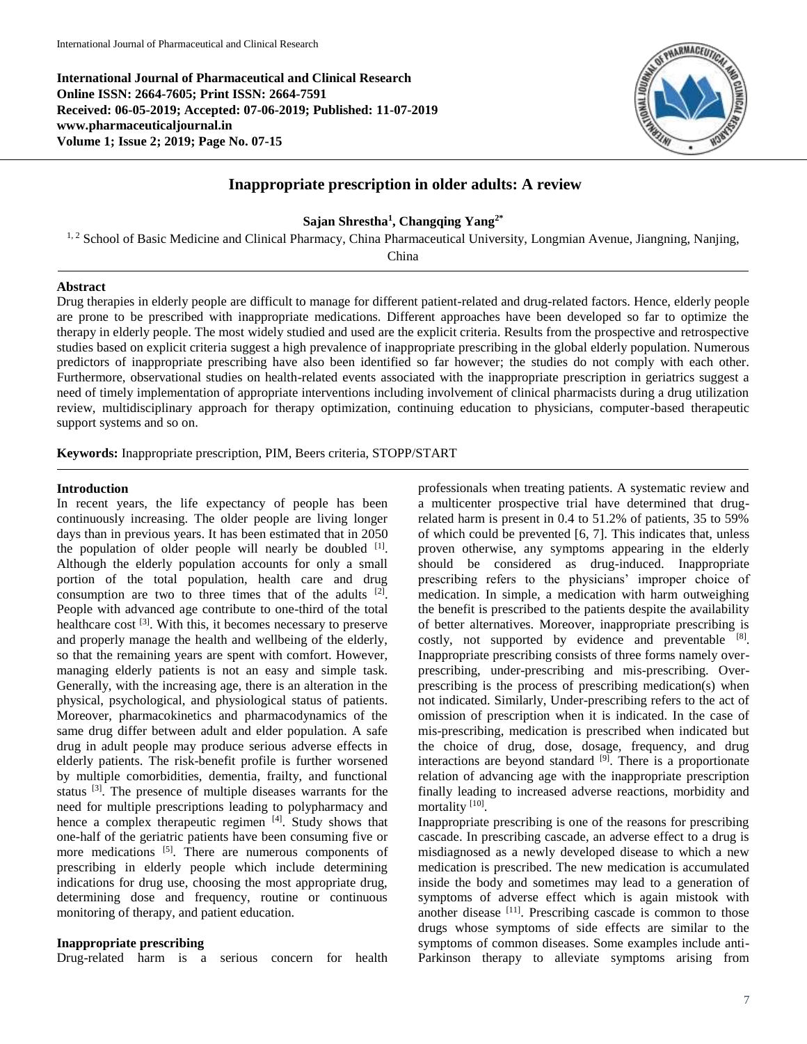**International Journal of Pharmaceutical and Clinical Research**
**Online ISSN: 2664-7605; Print ISSN: 2664-7591**
**Received: 06-05-2019; Accepted: 07-06-2019; Published: 11-07-2019**
**www.pharmaceuticaljournal.in**
**Volume 1; Issue 2; 2019; Page No. 07-15**

# Inappropriate prescription in older adults: A review

**Sajan Shrestha[1], Changqing Yang[2*]**

[1, 2] School of Basic Medicine and Clinical Pharmacy, China Pharmaceutical University, Longmian Avenue, Jiangning, Nanjing, China

## Abstract

Drug therapies in elderly people are difficult to manage for different patient-related and drug-related factors. Hence, elderly people are prone to be prescribed with inappropriate medications. Different approaches have been developed so far to optimize the therapy in elderly people. The most widely studied and used are the explicit criteria. Results from the prospective and retrospective studies based on explicit criteria suggest a high prevalence of inappropriate prescribing in the global elderly population. Numerous predictors of inappropriate prescribing have also been identified so far however; the studies do not comply with each other. Furthermore, observational studies on health-related events associated with the inappropriate prescription in geriatrics suggest a need of timely implementation of appropriate interventions including involvement of clinical pharmacists during a drug utilization review, multidisciplinary approach for therapy optimization, continuing education to physicians, computer-based therapeutic support systems and so on.

**Keywords:** Inappropriate prescription, PIM, Beers criteria, STOPP/START

## Introduction

In recent years, the life expectancy of people has been continuously increasing. The older people are living longer days than in previous years. It has been estimated that in 2050 the population of older people will nearly be doubled [1]. Although the elderly population accounts for only a small portion of the total population, health care and drug consumption are two to three times that of the adults [2]. People with advanced age contribute to one-third of the total healthcare cost [3]. With this, it becomes necessary to preserve and properly manage the health and wellbeing of the elderly, so that the remaining years are spent with comfort. However, managing elderly patients is not an easy and simple task. Generally, with the increasing age, there is an alteration in the physical, psychological, and physiological status of patients. Moreover, pharmacokinetics and pharmacodynamics of the same drug differ between adult and elder population. A safe drug in adult people may produce serious adverse effects in elderly patients. The risk-benefit profile is further worsened by multiple comorbidities, dementia, frailty, and functional status [3]. The presence of multiple diseases warrants for the need for multiple prescriptions leading to polypharmacy and hence a complex therapeutic regimen [4]. Study shows that one-half of the geriatric patients have been consuming five or more medications [5]. There are numerous components of prescribing in elderly people which include determining indications for drug use, choosing the most appropriate drug, determining dose and frequency, routine or continuous monitoring of therapy, and patient education.

## Inappropriate prescribing

Drug-related harm is a serious concern for health professionals when treating patients. A systematic review and a multicenter prospective trial have determined that drug-related harm is present in 0.4 to 51.2% of patients, 35 to 59% of which could be prevented [6, 7]. This indicates that, unless proven otherwise, any symptoms appearing in the elderly should be considered as drug-induced. Inappropriate prescribing refers to the physicians' improper choice of medication. In simple, a medication with harm outweighing the benefit is prescribed to the patients despite the availability of better alternatives. Moreover, inappropriate prescribing is costly, not supported by evidence and preventable [8]. Inappropriate prescribing consists of three forms namely over-prescribing, under-prescribing and mis-prescribing. Over-prescribing is the process of prescribing medication(s) when not indicated. Similarly, Under-prescribing refers to the act of omission of prescription when it is indicated. In the case of mis-prescribing, medication is prescribed when indicated but the choice of drug, dose, dosage, frequency, and drug interactions are beyond standard [9]. There is a proportionate relation of advancing age with the inappropriate prescription finally leading to increased adverse reactions, morbidity and mortality [10].

Inappropriate prescribing is one of the reasons for prescribing cascade. In prescribing cascade, an adverse effect to a drug is misdiagnosed as a newly developed disease to which a new medication is prescribed. The new medication is accumulated inside the body and sometimes may lead to a generation of symptoms of adverse effect which is again mistook with another disease [11]. Prescribing cascade is common to those drugs whose symptoms of side effects are similar to the symptoms of common diseases. Some examples include anti-Parkinson therapy to alleviate symptoms arising from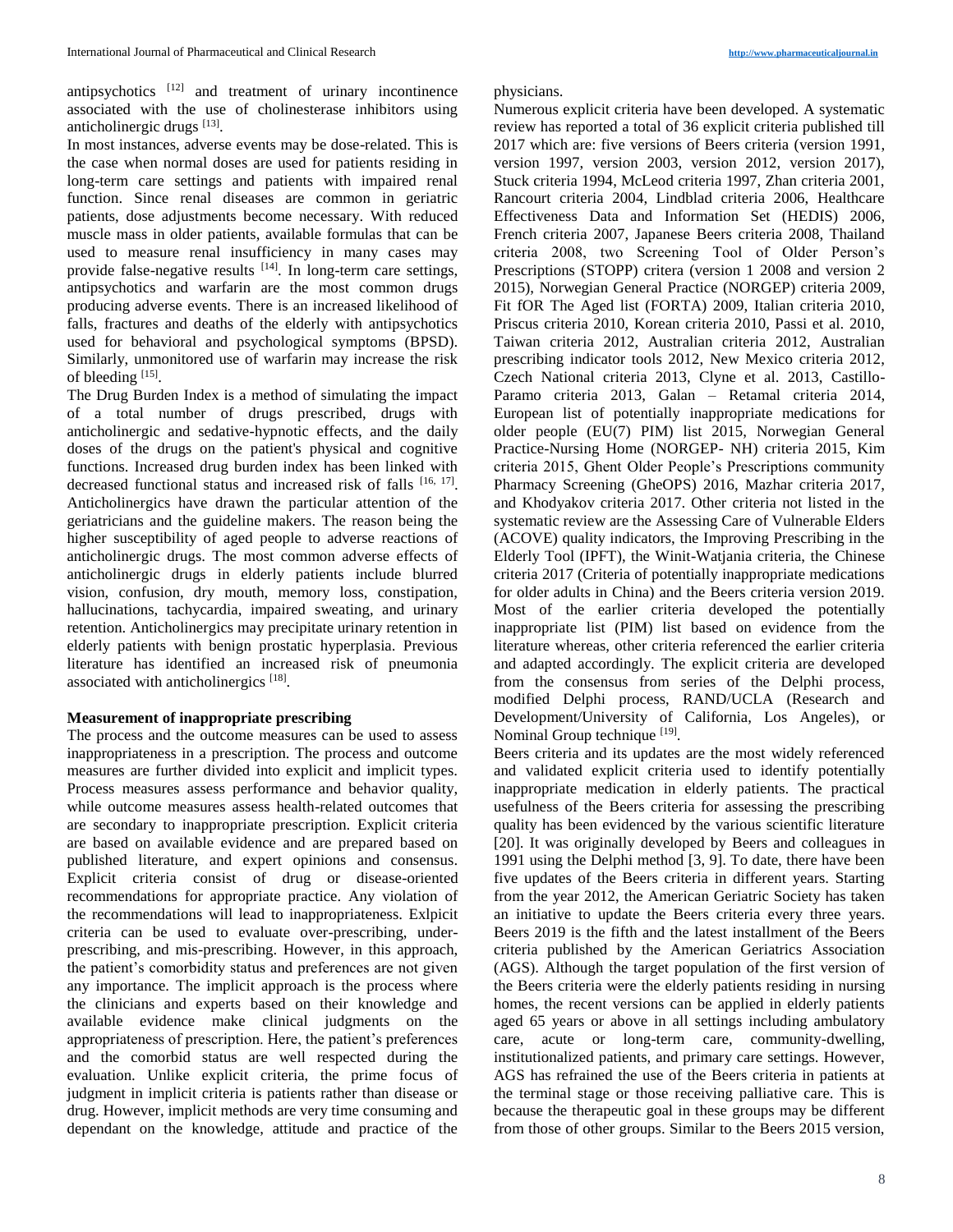antipsychotics [12] and treatment of urinary incontinence associated with the use of cholinesterase inhibitors using anticholinergic drugs [13].

In most instances, adverse events may be dose-related. This is the case when normal doses are used for patients residing in long-term care settings and patients with impaired renal function. Since renal diseases are common in geriatric patients, dose adjustments become necessary. With reduced muscle mass in older patients, available formulas that can be used to measure renal insufficiency in many cases may provide false-negative results [14]. In long-term care settings, antipsychotics and warfarin are the most common drugs producing adverse events. There is an increased likelihood of falls, fractures and deaths of the elderly with antipsychotics used for behavioral and psychological symptoms (BPSD). Similarly, unmonitored use of warfarin may increase the risk of bleeding [15].

The Drug Burden Index is a method of simulating the impact of a total number of drugs prescribed, drugs with anticholinergic and sedative-hypnotic effects, and the daily doses of the drugs on the patient's physical and cognitive functions. Increased drug burden index has been linked with decreased functional status and increased risk of falls [16, 17]. Anticholinergics have drawn the particular attention of the geriatricians and the guideline makers. The reason being the higher susceptibility of aged people to adverse reactions of anticholinergic drugs. The most common adverse effects of anticholinergic drugs in elderly patients include blurred vision, confusion, dry mouth, memory loss, constipation, hallucinations, tachycardia, impaired sweating, and urinary retention. Anticholinergics may precipitate urinary retention in elderly patients with benign prostatic hyperplasia. Previous literature has identified an increased risk of pneumonia associated with anticholinergics [18].

**Measurement of inappropriate prescribing**

The process and the outcome measures can be used to assess inappropriateness in a prescription. The process and outcome measures are further divided into explicit and implicit types. Process measures assess performance and behavior quality, while outcome measures assess health-related outcomes that are secondary to inappropriate prescription. Explicit criteria are based on available evidence and are prepared based on published literature, and expert opinions and consensus. Explicit criteria consist of drug or disease-oriented recommendations for appropriate practice. Any violation of the recommendations will lead to inappropriateness. Exlpicit criteria can be used to evaluate over-prescribing, under-prescribing, and mis-prescribing. However, in this approach, the patient's comorbidity status and preferences are not given any importance. The implicit approach is the process where the clinicians and experts based on their knowledge and available evidence make clinical judgments on the appropriateness of prescription. Here, the patient's preferences and the comorbid status are well respected during the evaluation. Unlike explicit criteria, the prime focus of judgment in implicit criteria is patients rather than disease or drug. However, implicit methods are very time consuming and dependant on the knowledge, attitude and practice of the physicians.

Numerous explicit criteria have been developed. A systematic review has reported a total of 36 explicit criteria published till 2017 which are: five versions of Beers criteria (version 1991, version 1997, version 2003, version 2012, version 2017), Stuck criteria 1994, McLeod criteria 1997, Zhan criteria 2001, Rancourt criteria 2004, Lindblad criteria 2006, Healthcare Effectiveness Data and Information Set (HEDIS) 2006, French criteria 2007, Japanese Beers criteria 2008, Thailand criteria 2008, two Screening Tool of Older Person's Prescriptions (STOPP) critera (version 1 2008 and version 2 2015), Norwegian General Practice (NORGEP) criteria 2009, Fit fOR The Aged list (FORTA) 2009, Italian criteria 2010, Priscus criteria 2010, Korean criteria 2010, Passi et al. 2010, Taiwan criteria 2012, Australian criteria 2012, Australian prescribing indicator tools 2012, New Mexico criteria 2012, Czech National criteria 2013, Clyne et al. 2013, Castillo-Paramo criteria 2013, Galan – Retamal criteria 2014, European list of potentially inappropriate medications for older people (EU(7) PIM) list 2015, Norwegian General Practice-Nursing Home (NORGEP- NH) criteria 2015, Kim criteria 2015, Ghent Older People's Prescriptions community Pharmacy Screening (GheOPS) 2016, Mazhar criteria 2017, and Khodyakov criteria 2017. Other criteria not listed in the systematic review are the Assessing Care of Vulnerable Elders (ACOVE) quality indicators, the Improving Prescribing in the Elderly Tool (IPFT), the Winit-Watjania criteria, the Chinese criteria 2017 (Criteria of potentially inappropriate medications for older adults in China) and the Beers criteria version 2019. Most of the earlier criteria developed the potentially inappropriate list (PIM) list based on evidence from the literature whereas, other criteria referenced the earlier criteria and adapted accordingly. The explicit criteria are developed from the consensus from series of the Delphi process, modified Delphi process, RAND/UCLA (Research and Development/University of California, Los Angeles), or Nominal Group technique [19].

Beers criteria and its updates are the most widely referenced and validated explicit criteria used to identify potentially inappropriate medication in elderly patients. The practical usefulness of the Beers criteria for assessing the prescribing quality has been evidenced by the various scientific literature [20]. It was originally developed by Beers and colleagues in 1991 using the Delphi method [3, 9]. To date, there have been five updates of the Beers criteria in different years. Starting from the year 2012, the American Geriatric Society has taken an initiative to update the Beers criteria every three years. Beers 2019 is the fifth and the latest installment of the Beers criteria published by the American Geriatrics Association (AGS). Although the target population of the first version of the Beers criteria were the elderly patients residing in nursing homes, the recent versions can be applied in elderly patients aged 65 years or above in all settings including ambulatory care, acute or long-term care, community-dwelling, institutionalized patients, and primary care settings. However, AGS has refrained the use of the Beers criteria in patients at the terminal stage or those receiving palliative care. This is because the therapeutic goal in these groups may be different from those of other groups. Similar to the Beers 2015 version,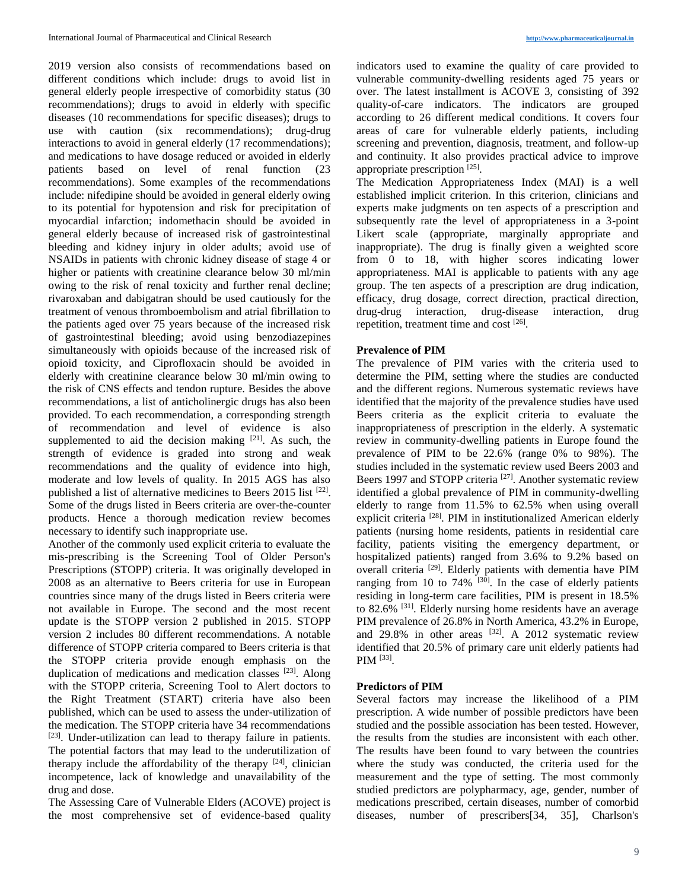2019 version also consists of recommendations based on different conditions which include: drugs to avoid list in general elderly people irrespective of comorbidity status (30 recommendations); drugs to avoid in elderly with specific diseases (10 recommendations for specific diseases); drugs to use with caution (six recommendations); drug-drug interactions to avoid in general elderly (17 recommendations); and medications to have dosage reduced or avoided in elderly patients based on level of renal function (23 recommendations). Some examples of the recommendations include: nifedipine should be avoided in general elderly owing to its potential for hypotension and risk for precipitation of myocardial infarction; indomethacin should be avoided in general elderly because of increased risk of gastrointestinal bleeding and kidney injury in older adults; avoid use of NSAIDs in patients with chronic kidney disease of stage 4 or higher or patients with creatinine clearance below 30 ml/min owing to the risk of renal toxicity and further renal decline; rivaroxaban and dabigatran should be used cautiously for the treatment of venous thromboembolism and atrial fibrillation to the patients aged over 75 years because of the increased risk of gastrointestinal bleeding; avoid using benzodiazepines simultaneously with opioids because of the increased risk of opioid toxicity, and Ciprofloxacin should be avoided in elderly with creatinine clearance below 30 ml/min owing to the risk of CNS effects and tendon rupture. Besides the above recommendations, a list of anticholinergic drugs has also been provided. To each recommendation, a corresponding strength of recommendation and level of evidence is also supplemented to aid the decision making [21]. As such, the strength of evidence is graded into strong and weak recommendations and the quality of evidence into high, moderate and low levels of quality. In 2015 AGS has also published a list of alternative medicines to Beers 2015 list [22]. Some of the drugs listed in Beers criteria are over-the-counter products. Hence a thorough medication review becomes necessary to identify such inappropriate use.

Another of the commonly used explicit criteria to evaluate the mis-prescribing is the Screening Tool of Older Person's Prescriptions (STOPP) criteria. It was originally developed in 2008 as an alternative to Beers criteria for use in European countries since many of the drugs listed in Beers criteria were not available in Europe. The second and the most recent update is the STOPP version 2 published in 2015. STOPP version 2 includes 80 different recommendations. A notable difference of STOPP criteria compared to Beers criteria is that the STOPP criteria provide enough emphasis on the duplication of medications and medication classes [23]. Along with the STOPP criteria, Screening Tool to Alert doctors to the Right Treatment (START) criteria have also been published, which can be used to assess the under-utilization of the medication. The STOPP criteria have 34 recommendations [23]. Under-utilization can lead to therapy failure in patients. The potential factors that may lead to the underutilization of therapy include the affordability of the therapy [24], clinician incompetence, lack of knowledge and unavailability of the drug and dose.

The Assessing Care of Vulnerable Elders (ACOVE) project is the most comprehensive set of evidence-based quality indicators used to examine the quality of care provided to vulnerable community-dwelling residents aged 75 years or over. The latest installment is ACOVE 3, consisting of 392 quality-of-care indicators. The indicators are grouped according to 26 different medical conditions. It covers four areas of care for vulnerable elderly patients, including screening and prevention, diagnosis, treatment, and follow-up and continuity. It also provides practical advice to improve appropriate prescription [25].

The Medication Appropriateness Index (MAI) is a well established implicit criterion. In this criterion, clinicians and experts make judgments on ten aspects of a prescription and subsequently rate the level of appropriateness in a 3-point Likert scale (appropriate, marginally appropriate and inappropriate). The drug is finally given a weighted score from 0 to 18, with higher scores indicating lower appropriateness. MAI is applicable to patients with any age group. The ten aspects of a prescription are drug indication, efficacy, drug dosage, correct direction, practical direction, drug-drug interaction, drug-disease interaction, drug repetition, treatment time and cost [26].

### Prevalence of PIM

The prevalence of PIM varies with the criteria used to determine the PIM, setting where the studies are conducted and the different regions. Numerous systematic reviews have identified that the majority of the prevalence studies have used Beers criteria as the explicit criteria to evaluate the inappropriateness of prescription in the elderly. A systematic review in community-dwelling patients in Europe found the prevalence of PIM to be 22.6% (range 0% to 98%). The studies included in the systematic review used Beers 2003 and Beers 1997 and STOPP criteria [27]. Another systematic review identified a global prevalence of PIM in community-dwelling elderly to range from 11.5% to 62.5% when using overall explicit criteria [28]. PIM in institutionalized American elderly patients (nursing home residents, patients in residential care facility, patients visiting the emergency department, or hospitalized patients) ranged from 3.6% to 9.2% based on overall criteria [29]. Elderly patients with dementia have PIM ranging from 10 to 74% [30]. In the case of elderly patients residing in long-term care facilities, PIM is present in 18.5% to 82.6% [31]. Elderly nursing home residents have an average PIM prevalence of 26.8% in North America, 43.2% in Europe, and 29.8% in other areas [32]. A 2012 systematic review identified that 20.5% of primary care unit elderly patients had PIM [33].

### Predictors of PIM

Several factors may increase the likelihood of a PIM prescription. A wide number of possible predictors have been studied and the possible association has been tested. However, the results from the studies are inconsistent with each other. The results have been found to vary between the countries where the study was conducted, the criteria used for the measurement and the type of setting. The most commonly studied predictors are polypharmacy, age, gender, number of medications prescribed, certain diseases, number of comorbid diseases, number of prescribers[34, 35], Charlson's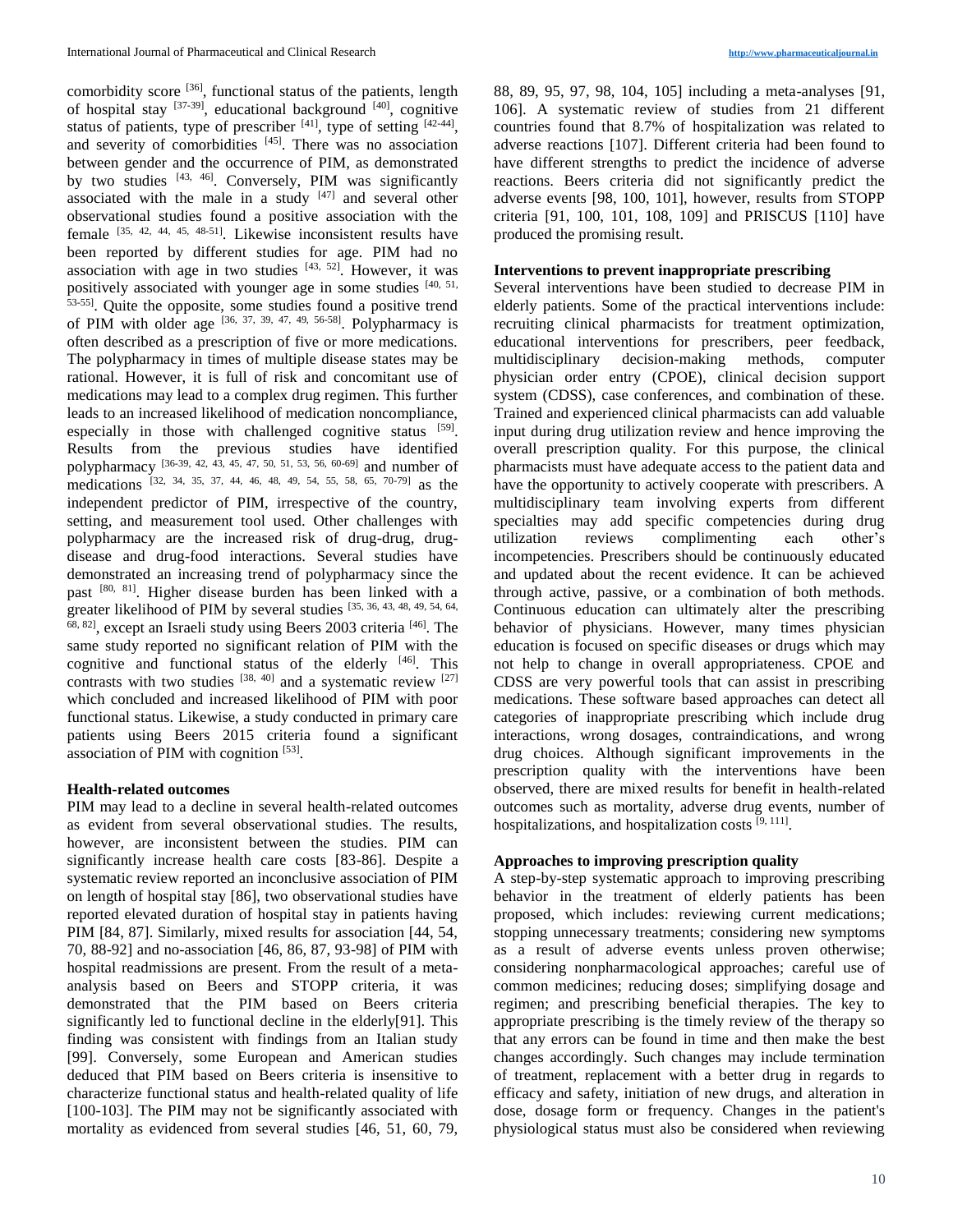comorbidity score [36], functional status of the patients, length of hospital stay [37-39], educational background [40], cognitive status of patients, type of prescriber [41], type of setting [42-44], and severity of comorbidities [45]. There was no association between gender and the occurrence of PIM, as demonstrated by two studies [43, 46]. Conversely, PIM was significantly associated with the male in a study [47] and several other observational studies found a positive association with the female [35, 42, 44, 45, 48-51]. Likewise inconsistent results have been reported by different studies for age. PIM had no association with age in two studies [43, 52]. However, it was positively associated with younger age in some studies [40, 51, 53-55]. Quite the opposite, some studies found a positive trend of PIM with older age [36, 37, 39, 47, 49, 56-58]. Polypharmacy is often described as a prescription of five or more medications. The polypharmacy in times of multiple disease states may be rational. However, it is full of risk and concomitant use of medications may lead to a complex drug regimen. This further leads to an increased likelihood of medication noncompliance, especially in those with challenged cognitive status [59]. Results from the previous studies have identified polypharmacy [36-39, 42, 43, 45, 47, 50, 51, 53, 56, 60-69] and number of medications [32, 34, 35, 37, 44, 46, 48, 49, 54, 55, 58, 65, 70-79] as the independent predictor of PIM, irrespective of the country, setting, and measurement tool used. Other challenges with polypharmacy are the increased risk of drug-drug, drug-disease and drug-food interactions. Several studies have demonstrated an increasing trend of polypharmacy since the past [80, 81]. Higher disease burden has been linked with a greater likelihood of PIM by several studies [35, 36, 43, 48, 49, 54, 64, 68, 82], except an Israeli study using Beers 2003 criteria [46]. The same study reported no significant relation of PIM with the cognitive and functional status of the elderly [46]. This contrasts with two studies [38, 40] and a systematic review [27] which concluded and increased likelihood of PIM with poor functional status. Likewise, a study conducted in primary care patients using Beers 2015 criteria found a significant association of PIM with cognition [53].

## Health-related outcomes

PIM may lead to a decline in several health-related outcomes as evident from several observational studies. The results, however, are inconsistent between the studies. PIM can significantly increase health care costs [83-86]. Despite a systematic review reported an inconclusive association of PIM on length of hospital stay [86], two observational studies have reported elevated duration of hospital stay in patients having PIM [84, 87]. Similarly, mixed results for association [44, 54, 70, 88-92] and no-association [46, 86, 87, 93-98] of PIM with hospital readmissions are present. From the result of a meta-analysis based on Beers and STOPP criteria, it was demonstrated that the PIM based on Beers criteria significantly led to functional decline in the elderly[91]. This finding was consistent with findings from an Italian study [99]. Conversely, some European and American studies deduced that PIM based on Beers criteria is insensitive to characterize functional status and health-related quality of life [100-103]. The PIM may not be significantly associated with mortality as evidenced from several studies [46, 51, 60, 79, 88, 89, 95, 97, 98, 104, 105] including a meta-analyses [91, 106]. A systematic review of studies from 21 different countries found that 8.7% of hospitalization was related to adverse reactions [107]. Different criteria had been found to have different strengths to predict the incidence of adverse reactions. Beers criteria did not significantly predict the adverse events [98, 100, 101], however, results from STOPP criteria [91, 100, 101, 108, 109] and PRISCUS [110] have produced the promising result.

## Interventions to prevent inappropriate prescribing

Several interventions have been studied to decrease PIM in elderly patients. Some of the practical interventions include: recruiting clinical pharmacists for treatment optimization, educational interventions for prescribers, peer feedback, multidisciplinary decision-making methods, computer physician order entry (CPOE), clinical decision support system (CDSS), case conferences, and combination of these. Trained and experienced clinical pharmacists can add valuable input during drug utilization review and hence improving the overall prescription quality. For this purpose, the clinical pharmacists must have adequate access to the patient data and have the opportunity to actively cooperate with prescribers. A multidisciplinary team involving experts from different specialties may add specific competencies during drug utilization reviews complimenting each other's incompetencies. Prescribers should be continuously educated and updated about the recent evidence. It can be achieved through active, passive, or a combination of both methods. Continuous education can ultimately alter the prescribing behavior of physicians. However, many times physician education is focused on specific diseases or drugs which may not help to change in overall appropriateness. CPOE and CDSS are very powerful tools that can assist in prescribing medications. These software based approaches can detect all categories of inappropriate prescribing which include drug interactions, wrong dosages, contraindications, and wrong drug choices. Although significant improvements in the prescription quality with the interventions have been observed, there are mixed results for benefit in health-related outcomes such as mortality, adverse drug events, number of hospitalizations, and hospitalization costs [9, 111].

## Approaches to improving prescription quality

A step-by-step systematic approach to improving prescribing behavior in the treatment of elderly patients has been proposed, which includes: reviewing current medications; stopping unnecessary treatments; considering new symptoms as a result of adverse events unless proven otherwise; considering nonpharmacological approaches; careful use of common medicines; reducing doses; simplifying dosage and regimen; and prescribing beneficial therapies. The key to appropriate prescribing is the timely review of the therapy so that any errors can be found in time and then make the best changes accordingly. Such changes may include termination of treatment, replacement with a better drug in regards to efficacy and safety, initiation of new drugs, and alteration in dose, dosage form or frequency. Changes in the patient's physiological status must also be considered when reviewing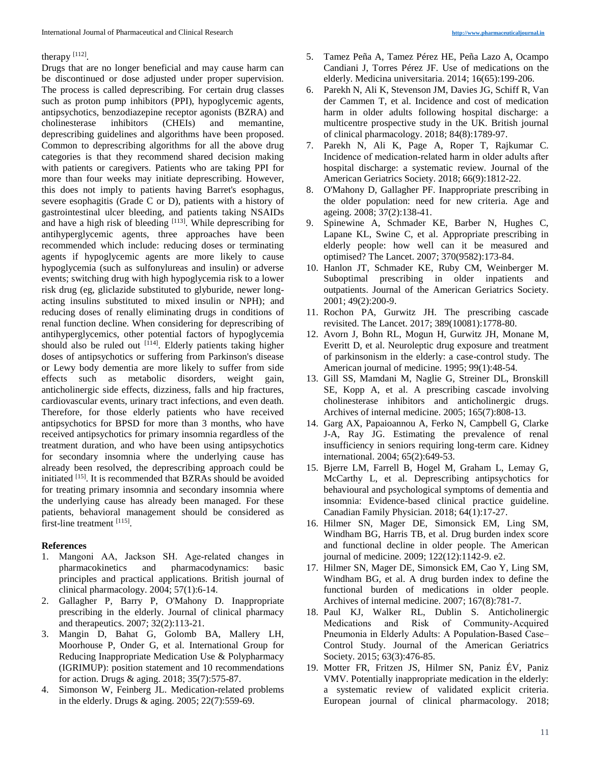therapy [112].

Drugs that are no longer beneficial and may cause harm can be discontinued or dose adjusted under proper supervision. The process is called deprescribing. For certain drug classes such as proton pump inhibitors (PPI), hypoglycemic agents, antipsychotics, benzodiazepine receptor agonists (BZRA) and cholinesterase inhibitors (CHEIs) and memantine, deprescribing guidelines and algorithms have been proposed. Common to deprescribing algorithms for all the above drug categories is that they recommend shared decision making with patients or caregivers. Patients who are taking PPI for more than four weeks may initiate deprescribing. However, this does not imply to patients having Barret's esophagus, severe esophagitis (Grade C or D), patients with a history of gastrointestinal ulcer bleeding, and patients taking NSAIDs and have a high risk of bleeding [113]. While deprescribing for antihyperglycemic agents, three approaches have been recommended which include: reducing doses or terminating agents if hypoglycemic agents are more likely to cause hypoglycemia (such as sulfonylureas and insulin) or adverse events; switching drug with high hypoglycemia risk to a lower risk drug (eg, gliclazide substituted to glyburide, newer long-acting insulins substituted to mixed insulin or NPH); and reducing doses of renally eliminating drugs in conditions of renal function decline. When considering for deprescribing of antihyperglycemics, other potential factors of hypoglycemia should also be ruled out [114]. Elderly patients taking higher doses of antipsychotics or suffering from Parkinson's disease or Lewy body dementia are more likely to suffer from side effects such as metabolic disorders, weight gain, anticholinergic side effects, dizziness, falls and hip fractures, cardiovascular events, urinary tract infections, and even death. Therefore, for those elderly patients who have received antipsychotics for BPSD for more than 3 months, who have received antipsychotics for primary insomnia regardless of the treatment duration, and who have been using antipsychotics for secondary insomnia where the underlying cause has already been resolved, the deprescribing approach could be initiated [15]. It is recommended that BZRAs should be avoided for treating primary insomnia and secondary insomnia where the underlying cause has already been managed. For these patients, behavioral management should be considered as first-line treatment [115].

## References

1. Mangoni AA, Jackson SH. Age-related changes in pharmacokinetics and pharmacodynamics: basic principles and practical applications. British journal of clinical pharmacology. 2004; 57(1):6-14.
2. Gallagher P, Barry P, O'Mahony D. Inappropriate prescribing in the elderly. Journal of clinical pharmacy and therapeutics. 2007; 32(2):113-21.
3. Mangin D, Bahat G, Golomb BA, Mallery LH, Moorhouse P, Onder G, et al. International Group for Reducing Inappropriate Medication Use & Polypharmacy (IGRIMUP): position statement and 10 recommendations for action. Drugs & aging. 2018; 35(7):575-87.
4. Simonson W, Feinberg JL. Medication-related problems in the elderly. Drugs & aging. 2005; 22(7):559-69.
5. Tamez Peña A, Tamez Pérez HE, Peña Lazo A, Ocampo Candiani J, Torres Pérez JF. Use of medications on the elderly. Medicina universitaria. 2014; 16(65):199-206.
6. Parekh N, Ali K, Stevenson JM, Davies JG, Schiff R, Van der Cammen T, et al. Incidence and cost of medication harm in older adults following hospital discharge: a multicentre prospective study in the UK. British journal of clinical pharmacology. 2018; 84(8):1789-97.
7. Parekh N, Ali K, Page A, Roper T, Rajkumar C. Incidence of medication-related harm in older adults after hospital discharge: a systematic review. Journal of the American Geriatrics Society. 2018; 66(9):1812-22.
8. O'Mahony D, Gallagher PF. Inappropriate prescribing in the older population: need for new criteria. Age and ageing. 2008; 37(2):138-41.
9. Spinewine A, Schmader KE, Barber N, Hughes C, Lapane KL, Swine C, et al. Appropriate prescribing in elderly people: how well can it be measured and optimised? The Lancet. 2007; 370(9582):173-84.
10. Hanlon JT, Schmader KE, Ruby CM, Weinberger M. Suboptimal prescribing in older inpatients and outpatients. Journal of the American Geriatrics Society. 2001; 49(2):200-9.
11. Rochon PA, Gurwitz JH. The prescribing cascade revisited. The Lancet. 2017; 389(10081):1778-80.
12. Avorn J, Bohn RL, Mogun H, Gurwitz JH, Monane M, Everitt D, et al. Neuroleptic drug exposure and treatment of parkinsonism in the elderly: a case-control study. The American journal of medicine. 1995; 99(1):48-54.
13. Gill SS, Mamdani M, Naglie G, Streiner DL, Bronskill SE, Kopp A, et al. A prescribing cascade involving cholinesterase inhibitors and anticholinergic drugs. Archives of internal medicine. 2005; 165(7):808-13.
14. Garg AX, Papaioannou A, Ferko N, Campbell G, Clarke J-A, Ray JG. Estimating the prevalence of renal insufficiency in seniors requiring long-term care. Kidney international. 2004; 65(2):649-53.
15. Bjerre LM, Farrell B, Hogel M, Graham L, Lemay G, McCarthy L, et al. Deprescribing antipsychotics for behavioural and psychological symptoms of dementia and insomnia: Evidence-based clinical practice guideline. Canadian Family Physician. 2018; 64(1):17-27.
16. Hilmer SN, Mager DE, Simonsick EM, Ling SM, Windham BG, Harris TB, et al. Drug burden index score and functional decline in older people. The American journal of medicine. 2009; 122(12):1142-9. e2.
17. Hilmer SN, Mager DE, Simonsick EM, Cao Y, Ling SM, Windham BG, et al. A drug burden index to define the functional burden of medications in older people. Archives of internal medicine. 2007; 167(8):781-7.
18. Paul KJ, Walker RL, Dublin S. Anticholinergic Medications and Risk of Community-Acquired Pneumonia in Elderly Adults: A Population-Based Case–Control Study. Journal of the American Geriatrics Society. 2015; 63(3):476-85.
19. Motter FR, Fritzen JS, Hilmer SN, Paniz ÉV, Paniz VMV. Potentially inappropriate medication in the elderly: a systematic review of validated explicit criteria. European journal of clinical pharmacology. 2018;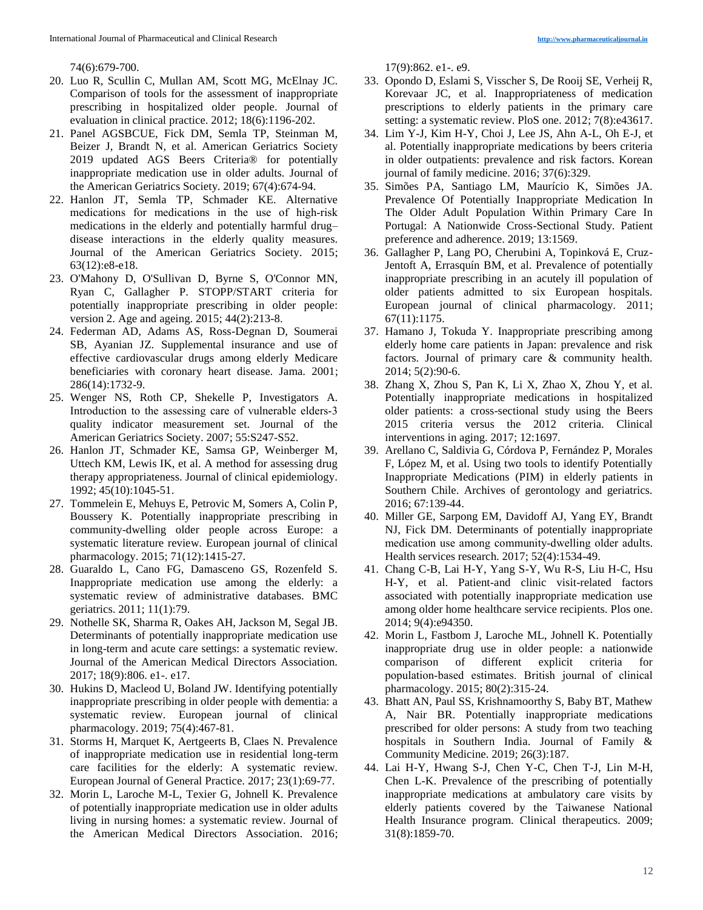74(6):679-700.

20. Luo R, Scullin C, Mullan AM, Scott MG, McElnay JC. Comparison of tools for the assessment of inappropriate prescribing in hospitalized older people. Journal of evaluation in clinical practice. 2012; 18(6):1196-202.
21. Panel AGSBCUE, Fick DM, Semla TP, Steinman M, Beizer J, Brandt N, et al. American Geriatrics Society 2019 updated AGS Beers Criteria® for potentially inappropriate medication use in older adults. Journal of the American Geriatrics Society. 2019; 67(4):674-94.
22. Hanlon JT, Semla TP, Schmader KE. Alternative medications for medications in the use of high-risk medications in the elderly and potentially harmful drug–disease interactions in the elderly quality measures. Journal of the American Geriatrics Society. 2015; 63(12):e8-e18.
23. O'Mahony D, O'Sullivan D, Byrne S, O'Connor MN, Ryan C, Gallagher P. STOPP/START criteria for potentially inappropriate prescribing in older people: version 2. Age and ageing. 2015; 44(2):213-8.
24. Federman AD, Adams AS, Ross-Degnan D, Soumerai SB, Ayanian JZ. Supplemental insurance and use of effective cardiovascular drugs among elderly Medicare beneficiaries with coronary heart disease. Jama. 2001; 286(14):1732-9.
25. Wenger NS, Roth CP, Shekelle P, Investigators A. Introduction to the assessing care of vulnerable elders-3 quality indicator measurement set. Journal of the American Geriatrics Society. 2007; 55:S247-S52.
26. Hanlon JT, Schmader KE, Samsa GP, Weinberger M, Uttech KM, Lewis IK, et al. A method for assessing drug therapy appropriateness. Journal of clinical epidemiology. 1992; 45(10):1045-51.
27. Tommelein E, Mehuys E, Petrovic M, Somers A, Colin P, Boussery K. Potentially inappropriate prescribing in community-dwelling older people across Europe: a systematic literature review. European journal of clinical pharmacology. 2015; 71(12):1415-27.
28. Guaraldo L, Cano FG, Damasceno GS, Rozenfeld S. Inappropriate medication use among the elderly: a systematic review of administrative databases. BMC geriatrics. 2011; 11(1):79.
29. Nothelle SK, Sharma R, Oakes AH, Jackson M, Segal JB. Determinants of potentially inappropriate medication use in long-term and acute care settings: a systematic review. Journal of the American Medical Directors Association. 2017; 18(9):806. e1-. e17.
30. Hukins D, Macleod U, Boland JW. Identifying potentially inappropriate prescribing in older people with dementia: a systematic review. European journal of clinical pharmacology. 2019; 75(4):467-81.
31. Storms H, Marquet K, Aertgeerts B, Claes N. Prevalence of inappropriate medication use in residential long-term care facilities for the elderly: A systematic review. European Journal of General Practice. 2017; 23(1):69-77.
32. Morin L, Laroche M-L, Texier G, Johnell K. Prevalence of potentially inappropriate medication use in older adults living in nursing homes: a systematic review. Journal of the American Medical Directors Association. 2016; 17(9):862. e1-. e9.
33. Opondo D, Eslami S, Visscher S, De Rooij SE, Verheij R, Korevaar JC, et al. Inappropriateness of medication prescriptions to elderly patients in the primary care setting: a systematic review. PloS one. 2012; 7(8):e43617.
34. Lim Y-J, Kim H-Y, Choi J, Lee JS, Ahn A-L, Oh E-J, et al. Potentially inappropriate medications by beers criteria in older outpatients: prevalence and risk factors. Korean journal of family medicine. 2016; 37(6):329.
35. Simões PA, Santiago LM, Maurício K, Simões JA. Prevalence Of Potentially Inappropriate Medication In The Older Adult Population Within Primary Care In Portugal: A Nationwide Cross-Sectional Study. Patient preference and adherence. 2019; 13:1569.
36. Gallagher P, Lang PO, Cherubini A, Topinková E, Cruz-Jentoft A, Errasquín BM, et al. Prevalence of potentially inappropriate prescribing in an acutely ill population of older patients admitted to six European hospitals. European journal of clinical pharmacology. 2011; 67(11):1175.
37. Hamano J, Tokuda Y. Inappropriate prescribing among elderly home care patients in Japan: prevalence and risk factors. Journal of primary care & community health. 2014; 5(2):90-6.
38. Zhang X, Zhou S, Pan K, Li X, Zhao X, Zhou Y, et al. Potentially inappropriate medications in hospitalized older patients: a cross-sectional study using the Beers 2015 criteria versus the 2012 criteria. Clinical interventions in aging. 2017; 12:1697.
39. Arellano C, Saldivia G, Córdova P, Fernández P, Morales F, López M, et al. Using two tools to identify Potentially Inappropriate Medications (PIM) in elderly patients in Southern Chile. Archives of gerontology and geriatrics. 2016; 67:139-44.
40. Miller GE, Sarpong EM, Davidoff AJ, Yang EY, Brandt NJ, Fick DM. Determinants of potentially inappropriate medication use among community-dwelling older adults. Health services research. 2017; 52(4):1534-49.
41. Chang C-B, Lai H-Y, Yang S-Y, Wu R-S, Liu H-C, Hsu H-Y, et al. Patient-and clinic visit-related factors associated with potentially inappropriate medication use among older home healthcare service recipients. Plos one. 2014; 9(4):e94350.
42. Morin L, Fastbom J, Laroche ML, Johnell K. Potentially inappropriate drug use in older people: a nationwide comparison of different explicit criteria for population-based estimates. British journal of clinical pharmacology. 2015; 80(2):315-24.
43. Bhatt AN, Paul SS, Krishnamoorthy S, Baby BT, Mathew A, Nair BR. Potentially inappropriate medications prescribed for older persons: A study from two teaching hospitals in Southern India. Journal of Family & Community Medicine. 2019; 26(3):187.
44. Lai H-Y, Hwang S-J, Chen Y-C, Chen T-J, Lin M-H, Chen L-K. Prevalence of the prescribing of potentially inappropriate medications at ambulatory care visits by elderly patients covered by the Taiwanese National Health Insurance program. Clinical therapeutics. 2009; 31(8):1859-70.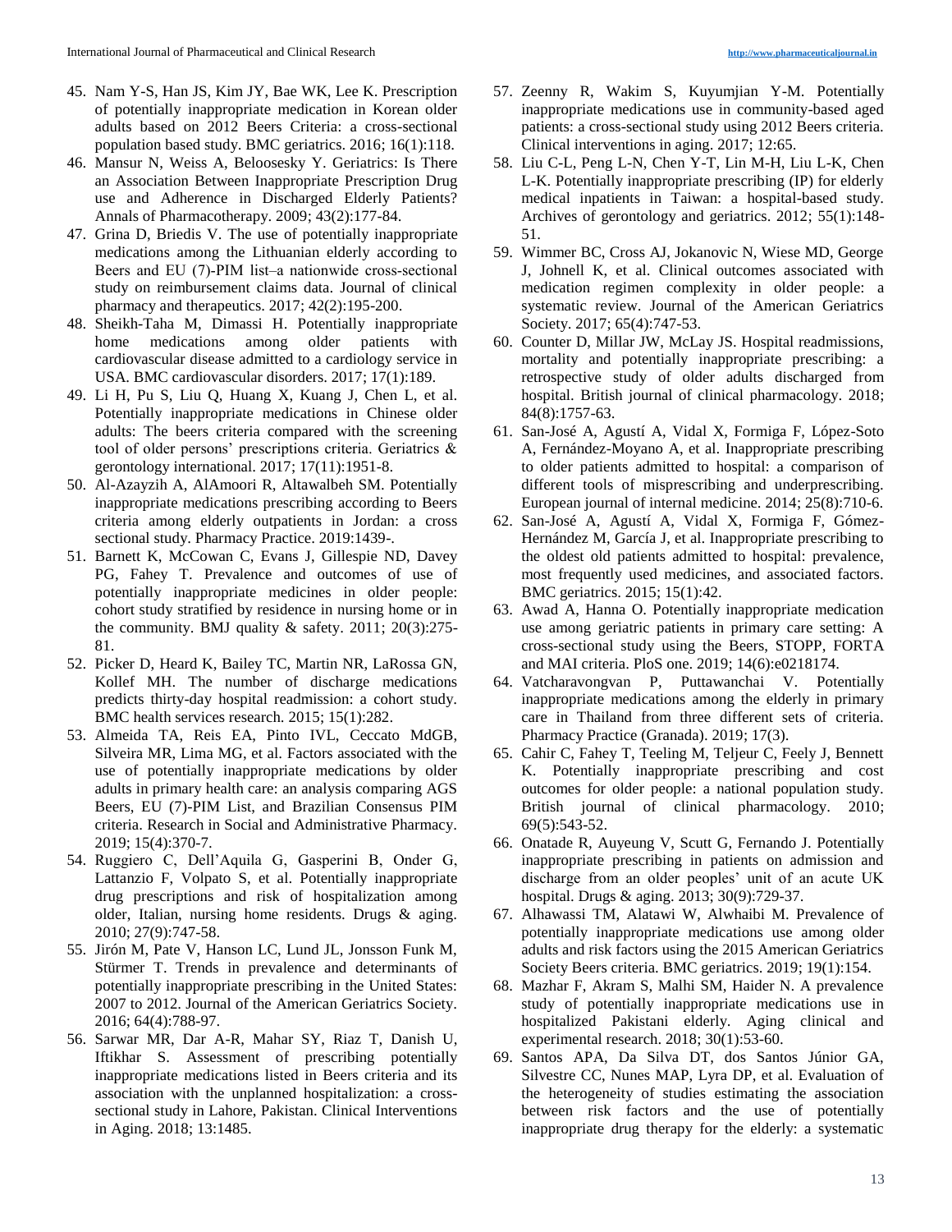45. Nam Y-S, Han JS, Kim JY, Bae WK, Lee K. Prescription of potentially inappropriate medication in Korean older adults based on 2012 Beers Criteria: a cross-sectional population based study. BMC geriatrics. 2016; 16(1):118.
46. Mansur N, Weiss A, Beloosesky Y. Geriatrics: Is There an Association Between Inappropriate Prescription Drug use and Adherence in Discharged Elderly Patients? Annals of Pharmacotherapy. 2009; 43(2):177-84.
47. Grina D, Briedis V. The use of potentially inappropriate medications among the Lithuanian elderly according to Beers and EU (7)-PIM list–a nationwide cross-sectional study on reimbursement claims data. Journal of clinical pharmacy and therapeutics. 2017; 42(2):195-200.
48. Sheikh-Taha M, Dimassi H. Potentially inappropriate home medications among older patients with cardiovascular disease admitted to a cardiology service in USA. BMC cardiovascular disorders. 2017; 17(1):189.
49. Li H, Pu S, Liu Q, Huang X, Kuang J, Chen L, et al. Potentially inappropriate medications in Chinese older adults: The beers criteria compared with the screening tool of older persons' prescriptions criteria. Geriatrics & gerontology international. 2017; 17(11):1951-8.
50. Al-Azayzih A, AlAmoori R, Altawalbeh SM. Potentially inappropriate medications prescribing according to Beers criteria among elderly outpatients in Jordan: a cross sectional study. Pharmacy Practice. 2019:1439-.
51. Barnett K, McCowan C, Evans J, Gillespie ND, Davey PG, Fahey T. Prevalence and outcomes of use of potentially inappropriate medicines in older people: cohort study stratified by residence in nursing home or in the community. BMJ quality & safety. 2011; 20(3):275-81.
52. Picker D, Heard K, Bailey TC, Martin NR, LaRossa GN, Kollef MH. The number of discharge medications predicts thirty-day hospital readmission: a cohort study. BMC health services research. 2015; 15(1):282.
53. Almeida TA, Reis EA, Pinto IVL, Ceccato MdGB, Silveira MR, Lima MG, et al. Factors associated with the use of potentially inappropriate medications by older adults in primary health care: an analysis comparing AGS Beers, EU (7)-PIM List, and Brazilian Consensus PIM criteria. Research in Social and Administrative Pharmacy. 2019; 15(4):370-7.
54. Ruggiero C, Dell'Aquila G, Gasperini B, Onder G, Lattanzio F, Volpato S, et al. Potentially inappropriate drug prescriptions and risk of hospitalization among older, Italian, nursing home residents. Drugs & aging. 2010; 27(9):747-58.
55. Jirón M, Pate V, Hanson LC, Lund JL, Jonsson Funk M, Stürmer T. Trends in prevalence and determinants of potentially inappropriate prescribing in the United States: 2007 to 2012. Journal of the American Geriatrics Society. 2016; 64(4):788-97.
56. Sarwar MR, Dar A-R, Mahar SY, Riaz T, Danish U, Iftikhar S. Assessment of prescribing potentially inappropriate medications listed in Beers criteria and its association with the unplanned hospitalization: a cross-sectional study in Lahore, Pakistan. Clinical Interventions in Aging. 2018; 13:1485.
57. Zeenny R, Wakim S, Kuyumjian Y-M. Potentially inappropriate medications use in community-based aged patients: a cross-sectional study using 2012 Beers criteria. Clinical interventions in aging. 2017; 12:65.
58. Liu C-L, Peng L-N, Chen Y-T, Lin M-H, Liu L-K, Chen L-K. Potentially inappropriate prescribing (IP) for elderly medical inpatients in Taiwan: a hospital-based study. Archives of gerontology and geriatrics. 2012; 55(1):148-51.
59. Wimmer BC, Cross AJ, Jokanovic N, Wiese MD, George J, Johnell K, et al. Clinical outcomes associated with medication regimen complexity in older people: a systematic review. Journal of the American Geriatrics Society. 2017; 65(4):747-53.
60. Counter D, Millar JW, McLay JS. Hospital readmissions, mortality and potentially inappropriate prescribing: a retrospective study of older adults discharged from hospital. British journal of clinical pharmacology. 2018; 84(8):1757-63.
61. San-José A, Agustí A, Vidal X, Formiga F, López-Soto A, Fernández-Moyano A, et al. Inappropriate prescribing to older patients admitted to hospital: a comparison of different tools of misprescribing and underprescribing. European journal of internal medicine. 2014; 25(8):710-6.
62. San-José A, Agustí A, Vidal X, Formiga F, Gómez-Hernández M, García J, et al. Inappropriate prescribing to the oldest old patients admitted to hospital: prevalence, most frequently used medicines, and associated factors. BMC geriatrics. 2015; 15(1):42.
63. Awad A, Hanna O. Potentially inappropriate medication use among geriatric patients in primary care setting: A cross-sectional study using the Beers, STOPP, FORTA and MAI criteria. PloS one. 2019; 14(6):e0218174.
64. Vatcharavongvan P, Puttawanchai V. Potentially inappropriate medications among the elderly in primary care in Thailand from three different sets of criteria. Pharmacy Practice (Granada). 2019; 17(3).
65. Cahir C, Fahey T, Teeling M, Teljeur C, Feely J, Bennett K. Potentially inappropriate prescribing and cost outcomes for older people: a national population study. British journal of clinical pharmacology. 2010; 69(5):543-52.
66. Onatade R, Auyeung V, Scutt G, Fernando J. Potentially inappropriate prescribing in patients on admission and discharge from an older peoples' unit of an acute UK hospital. Drugs & aging. 2013; 30(9):729-37.
67. Alhawassi TM, Alatawi W, Alwhaibi M. Prevalence of potentially inappropriate medications use among older adults and risk factors using the 2015 American Geriatrics Society Beers criteria. BMC geriatrics. 2019; 19(1):154.
68. Mazhar F, Akram S, Malhi SM, Haider N. A prevalence study of potentially inappropriate medications use in hospitalized Pakistani elderly. Aging clinical and experimental research. 2018; 30(1):53-60.
69. Santos APA, Da Silva DT, dos Santos Júnior GA, Silvestre CC, Nunes MAP, Lyra DP, et al. Evaluation of the heterogeneity of studies estimating the association between risk factors and the use of potentially inappropriate drug therapy for the elderly: a systematic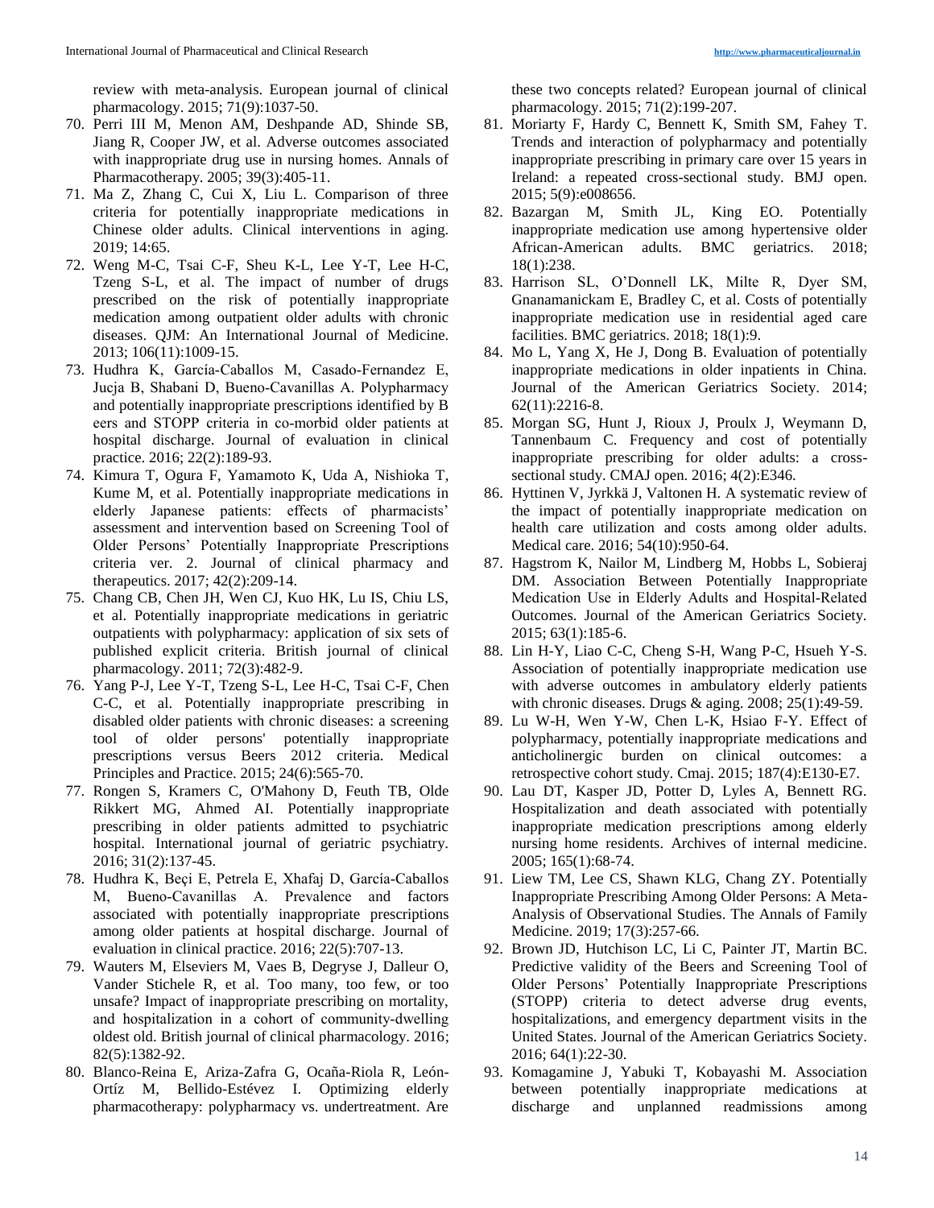review with meta-analysis. European journal of clinical pharmacology. 2015; 71(9):1037-50.

70. Perri III M, Menon AM, Deshpande AD, Shinde SB, Jiang R, Cooper JW, et al. Adverse outcomes associated with inappropriate drug use in nursing homes. Annals of Pharmacotherapy. 2005; 39(3):405-11.
71. Ma Z, Zhang C, Cui X, Liu L. Comparison of three criteria for potentially inappropriate medications in Chinese older adults. Clinical interventions in aging. 2019; 14:65.
72. Weng M-C, Tsai C-F, Sheu K-L, Lee Y-T, Lee H-C, Tzeng S-L, et al. The impact of number of drugs prescribed on the risk of potentially inappropriate medication among outpatient older adults with chronic diseases. QJM: An International Journal of Medicine. 2013; 106(11):1009-15.
73. Hudhra K, García-Caballos M, Casado-Fernandez E, Jucja B, Shabani D, Bueno-Cavanillas A. Polypharmacy and potentially inappropriate prescriptions identified by B eers and STOPP criteria in co-morbid older patients at hospital discharge. Journal of evaluation in clinical practice. 2016; 22(2):189-93.
74. Kimura T, Ogura F, Yamamoto K, Uda A, Nishioka T, Kume M, et al. Potentially inappropriate medications in elderly Japanese patients: effects of pharmacists' assessment and intervention based on Screening Tool of Older Persons' Potentially Inappropriate Prescriptions criteria ver. 2. Journal of clinical pharmacy and therapeutics. 2017; 42(2):209-14.
75. Chang CB, Chen JH, Wen CJ, Kuo HK, Lu IS, Chiu LS, et al. Potentially inappropriate medications in geriatric outpatients with polypharmacy: application of six sets of published explicit criteria. British journal of clinical pharmacology. 2011; 72(3):482-9.
76. Yang P-J, Lee Y-T, Tzeng S-L, Lee H-C, Tsai C-F, Chen C-C, et al. Potentially inappropriate prescribing in disabled older patients with chronic diseases: a screening tool of older persons' potentially inappropriate prescriptions versus Beers 2012 criteria. Medical Principles and Practice. 2015; 24(6):565-70.
77. Rongen S, Kramers C, O'Mahony D, Feuth TB, Olde Rikkert MG, Ahmed AI. Potentially inappropriate prescribing in older patients admitted to psychiatric hospital. International journal of geriatric psychiatry. 2016; 31(2):137-45.
78. Hudhra K, Beçi E, Petrela E, Xhafaj D, García-Caballos M, Bueno-Cavanillas A. Prevalence and factors associated with potentially inappropriate prescriptions among older patients at hospital discharge. Journal of evaluation in clinical practice. 2016; 22(5):707-13.
79. Wauters M, Elseviers M, Vaes B, Degryse J, Dalleur O, Vander Stichele R, et al. Too many, too few, or too unsafe? Impact of inappropriate prescribing on mortality, and hospitalization in a cohort of community-dwelling oldest old. British journal of clinical pharmacology. 2016; 82(5):1382-92.
80. Blanco-Reina E, Ariza-Zafra G, Ocaña-Riola R, León-Ortíz M, Bellido-Estévez I. Optimizing elderly pharmacotherapy: polypharmacy vs. undertreatment. Are these two concepts related? European journal of clinical pharmacology. 2015; 71(2):199-207.
81. Moriarty F, Hardy C, Bennett K, Smith SM, Fahey T. Trends and interaction of polypharmacy and potentially inappropriate prescribing in primary care over 15 years in Ireland: a repeated cross-sectional study. BMJ open. 2015; 5(9):e008656.
82. Bazargan M, Smith JL, King EO. Potentially inappropriate medication use among hypertensive older African-American adults. BMC geriatrics. 2018; 18(1):238.
83. Harrison SL, O'Donnell LK, Milte R, Dyer SM, Gnanamanickam E, Bradley C, et al. Costs of potentially inappropriate medication use in residential aged care facilities. BMC geriatrics. 2018; 18(1):9.
84. Mo L, Yang X, He J, Dong B. Evaluation of potentially inappropriate medications in older inpatients in China. Journal of the American Geriatrics Society. 2014; 62(11):2216-8.
85. Morgan SG, Hunt J, Rioux J, Proulx J, Weymann D, Tannenbaum C. Frequency and cost of potentially inappropriate prescribing for older adults: a cross-sectional study. CMAJ open. 2016; 4(2):E346.
86. Hyttinen V, Jyrkkä J, Valtonen H. A systematic review of the impact of potentially inappropriate medication on health care utilization and costs among older adults. Medical care. 2016; 54(10):950-64.
87. Hagstrom K, Nailor M, Lindberg M, Hobbs L, Sobieraj DM. Association Between Potentially Inappropriate Medication Use in Elderly Adults and Hospital-Related Outcomes. Journal of the American Geriatrics Society. 2015; 63(1):185-6.
88. Lin H-Y, Liao C-C, Cheng S-H, Wang P-C, Hsueh Y-S. Association of potentially inappropriate medication use with adverse outcomes in ambulatory elderly patients with chronic diseases. Drugs & aging. 2008; 25(1):49-59.
89. Lu W-H, Wen Y-W, Chen L-K, Hsiao F-Y. Effect of polypharmacy, potentially inappropriate medications and anticholinergic burden on clinical outcomes: a retrospective cohort study. Cmaj. 2015; 187(4):E130-E7.
90. Lau DT, Kasper JD, Potter D, Lyles A, Bennett RG. Hospitalization and death associated with potentially inappropriate medication prescriptions among elderly nursing home residents. Archives of internal medicine. 2005; 165(1):68-74.
91. Liew TM, Lee CS, Shawn KLG, Chang ZY. Potentially Inappropriate Prescribing Among Older Persons: A Meta-Analysis of Observational Studies. The Annals of Family Medicine. 2019; 17(3):257-66.
92. Brown JD, Hutchison LC, Li C, Painter JT, Martin BC. Predictive validity of the Beers and Screening Tool of Older Persons' Potentially Inappropriate Prescriptions (STOPP) criteria to detect adverse drug events, hospitalizations, and emergency department visits in the United States. Journal of the American Geriatrics Society. 2016; 64(1):22-30.
93. Komagamine J, Yabuki T, Kobayashi M. Association between potentially inappropriate medications at discharge and unplanned readmissions among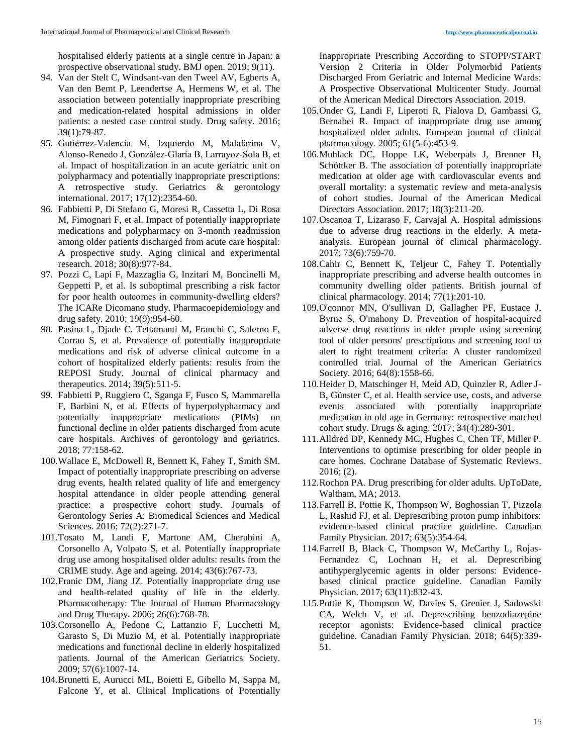hospitalised elderly patients at a single centre in Japan: a prospective observational study. BMJ open. 2019; 9(11).

94. Van der Stelt C, Windsant-van den Tweel AV, Egberts A, Van den Bemt P, Leendertse A, Hermens W, et al. The association between potentially inappropriate prescribing and medication-related hospital admissions in older patients: a nested case control study. Drug safety. 2016; 39(1):79-87.
95. Gutiérrez-Valencia M, Izquierdo M, Malafarina V, Alonso-Renedo J, González-Glaría B, Larrayoz-Sola B, et al. Impact of hospitalization in an acute geriatric unit on polypharmacy and potentially inappropriate prescriptions: A retrospective study. Geriatrics & gerontology international. 2017; 17(12):2354-60.
96. Fabbietti P, Di Stefano G, Moresi R, Cassetta L, Di Rosa M, Fimognari F, et al. Impact of potentially inappropriate medications and polypharmacy on 3-month readmission among older patients discharged from acute care hospital: A prospective study. Aging clinical and experimental research. 2018; 30(8):977-84.
97. Pozzi C, Lapi F, Mazzaglia G, Inzitari M, Boncinelli M, Geppetti P, et al. Is suboptimal prescribing a risk factor for poor health outcomes in community-dwelling elders? The ICARe Dicomano study. Pharmacoepidemiology and drug safety. 2010; 19(9):954-60.
98. Pasina L, Djade C, Tettamanti M, Franchi C, Salerno F, Corrao S, et al. Prevalence of potentially inappropriate medications and risk of adverse clinical outcome in a cohort of hospitalized elderly patients: results from the REPOSI Study. Journal of clinical pharmacy and therapeutics. 2014; 39(5):511-5.
99. Fabbietti P, Ruggiero C, Sganga F, Fusco S, Mammarella F, Barbini N, et al. Effects of hyperpolypharmacy and potentially inappropriate medications (PIMs) on functional decline in older patients discharged from acute care hospitals. Archives of gerontology and geriatrics. 2018; 77:158-62.
100. Wallace E, McDowell R, Bennett K, Fahey T, Smith SM. Impact of potentially inappropriate prescribing on adverse drug events, health related quality of life and emergency hospital attendance in older people attending general practice: a prospective cohort study. Journals of Gerontology Series A: Biomedical Sciences and Medical Sciences. 2016; 72(2):271-7.
101. Tosato M, Landi F, Martone AM, Cherubini A, Corsonello A, Volpato S, et al. Potentially inappropriate drug use among hospitalised older adults: results from the CRIME study. Age and ageing. 2014; 43(6):767-73.
102. Franic DM, Jiang JZ. Potentially inappropriate drug use and health-related quality of life in the elderly. Pharmacotherapy: The Journal of Human Pharmacology and Drug Therapy. 2006; 26(6):768-78.
103. Corsonello A, Pedone C, Lattanzio F, Lucchetti M, Garasto S, Di Muzio M, et al. Potentially inappropriate medications and functional decline in elderly hospitalized patients. Journal of the American Geriatrics Society. 2009; 57(6):1007-14.
104. Brunetti E, Aurucci ML, Boietti E, Gibello M, Sappa M, Falcone Y, et al. Clinical Implications of Potentially Inappropriate Prescribing According to STOPP/START Version 2 Criteria in Older Polymorbid Patients Discharged From Geriatric and Internal Medicine Wards: A Prospective Observational Multicenter Study. Journal of the American Medical Directors Association. 2019.
105. Onder G, Landi F, Liperoti R, Fialova D, Gambassi G, Bernabei R. Impact of inappropriate drug use among hospitalized older adults. European journal of clinical pharmacology. 2005; 61(5-6):453-9.
106. Muhlack DC, Hoppe LK, Weberpals J, Brenner H, Schöttker B. The association of potentially inappropriate medication at older age with cardiovascular events and overall mortality: a systematic review and meta-analysis of cohort studies. Journal of the American Medical Directors Association. 2017; 18(3):211-20.
107. Oscanoa T, Lizaraso F, Carvajal A. Hospital admissions due to adverse drug reactions in the elderly. A meta-analysis. European journal of clinical pharmacology. 2017; 73(6):759-70.
108. Cahir C, Bennett K, Teljeur C, Fahey T. Potentially inappropriate prescribing and adverse health outcomes in community dwelling older patients. British journal of clinical pharmacology. 2014; 77(1):201-10.
109. O'connor MN, O'sullivan D, Gallagher PF, Eustace J, Byrne S, O'mahony D. Prevention of hospital-acquired adverse drug reactions in older people using screening tool of older persons' prescriptions and screening tool to alert to right treatment criteria: A cluster randomized controlled trial. Journal of the American Geriatrics Society. 2016; 64(8):1558-66.
110. Heider D, Matschinger H, Meid AD, Quinzler R, Adler J-B, Günster C, et al. Health service use, costs, and adverse events associated with potentially inappropriate medication in old age in Germany: retrospective matched cohort study. Drugs & aging. 2017; 34(4):289-301.
111. Alldred DP, Kennedy MC, Hughes C, Chen TF, Miller P. Interventions to optimise prescribing for older people in care homes. Cochrane Database of Systematic Reviews. 2016; (2).
112. Rochon PA. Drug prescribing for older adults. UpToDate, Waltham, MA; 2013.
113. Farrell B, Pottie K, Thompson W, Boghossian T, Pizzola L, Rashid FJ, et al. Deprescribing proton pump inhibitors: evidence-based clinical practice guideline. Canadian Family Physician. 2017; 63(5):354-64.
114. Farrell B, Black C, Thompson W, McCarthy L, Rojas-Fernandez C, Lochnan H, et al. Deprescribing antihyperglycemic agents in older persons: Evidence-based clinical practice guideline. Canadian Family Physician. 2017; 63(11):832-43.
115. Pottie K, Thompson W, Davies S, Grenier J, Sadowski CA, Welch V, et al. Deprescribing benzodiazepine receptor agonists: Evidence-based clinical practice guideline. Canadian Family Physician. 2018; 64(5):339-51.